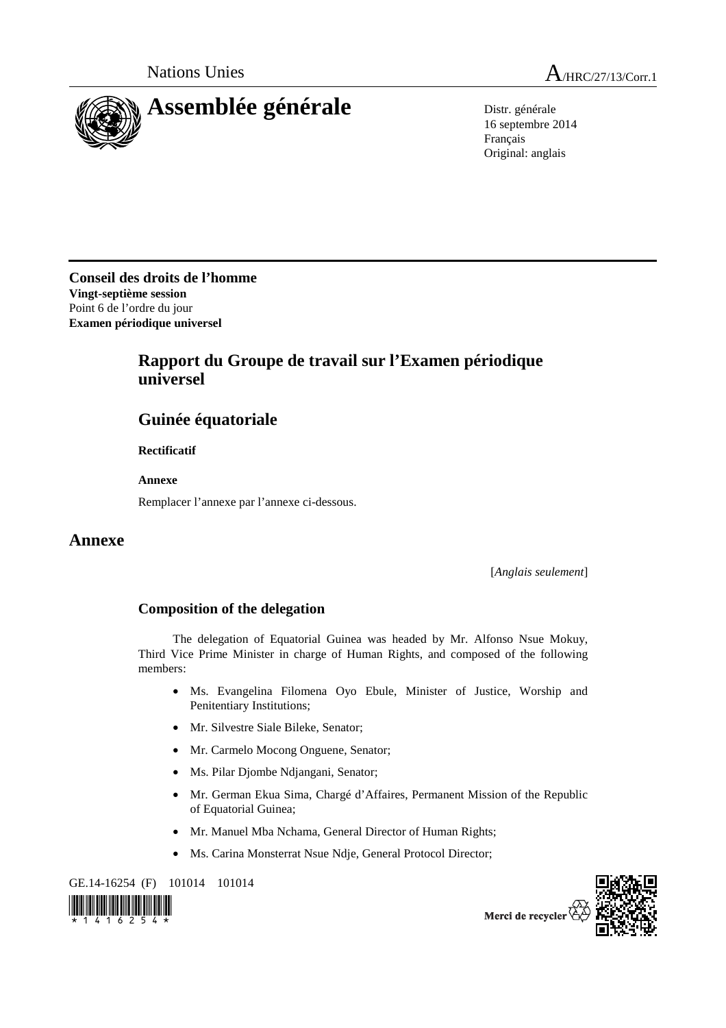Nations Unies

A/HRC/27/13/Corr.1

# Assemblée générale

Distr. générale
16 septembre 2014
Français
Original: anglais

**Conseil des droits de l'homme**
**Vingt-septième session**
Point 6 de l'ordre du jour
**Examen périodique universel**

## Rapport du Groupe de travail sur l'Examen périodique universel

## Guinée équatoriale

**Rectificatif**

**Annexe**

Remplacer l'annexe par l'annexe ci-dessous.

# Annexe

[*Anglais seulement*]

### Composition of the delegation

The delegation of Equatorial Guinea was headed by Mr. Alfonso Nsue Mokuy, Third Vice Prime Minister in charge of Human Rights, and composed of the following members:

- Ms. Evangelina Filomena Oyo Ebule, Minister of Justice, Worship and Penitentiary Institutions;
- Mr. Silvestre Siale Bileke, Senator;
- Mr. Carmelo Mocong Onguene, Senator;
- Ms. Pilar Djombe Ndjangani, Senator;
- Mr. German Ekua Sima, Chargé d'Affaires, Permanent Mission of the Republic of Equatorial Guinea;
- Mr. Manuel Mba Nchama, General Director of Human Rights;
- Ms. Carina Monsterrat Nsue Ndje, General Protocol Director;

GE.14-16254 (F) 101014 101014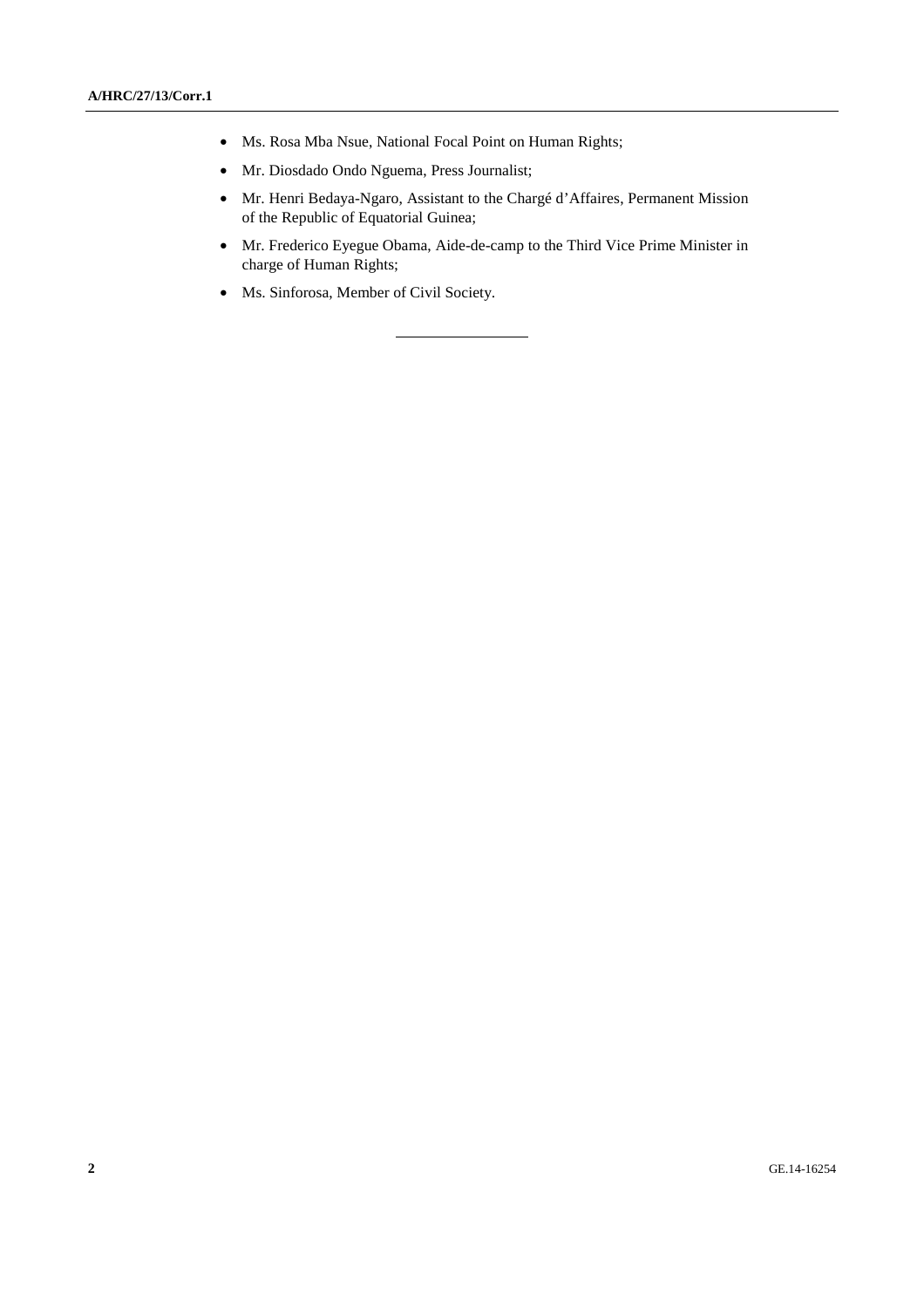- Ms. Rosa Mba Nsue, National Focal Point on Human Rights;
- Mr. Diosdado Ondo Nguema, Press Journalist;
- Mr. Henri Bedaya-Ngaro, Assistant to the Chargé d'Affaires, Permanent Mission of the Republic of Equatorial Guinea;
- Mr. Frederico Eyegue Obama, Aide-de-camp to the Third Vice Prime Minister in charge of Human Rights;
- Ms. Sinforosa, Member of Civil Society.